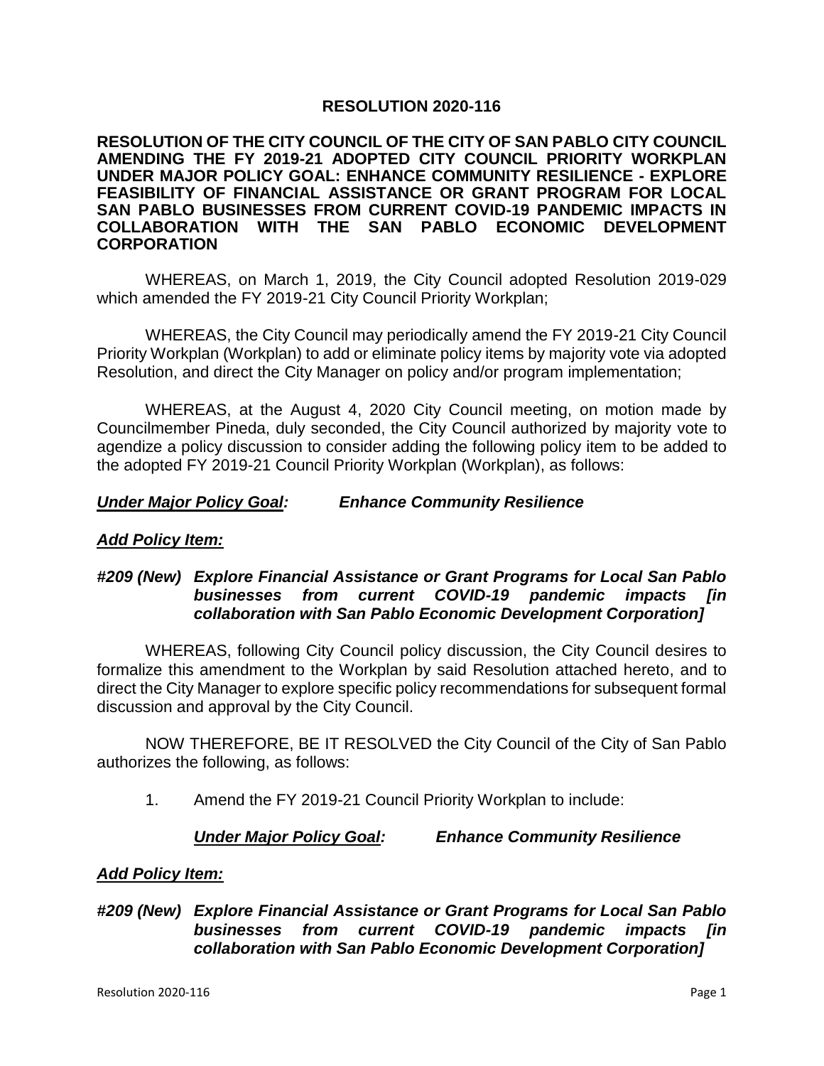# RESOLUTION 2020-116

**RESOLUTION OF THE CITY COUNCIL OF THE CITY OF SAN PABLO CITY COUNCIL AMENDING THE FY 2019-21 ADOPTED CITY COUNCIL PRIORITY WORKPLAN UNDER MAJOR POLICY GOAL: ENHANCE COMMUNITY RESILIENCE - EXPLORE FEASIBILITY OF FINANCIAL ASSISTANCE OR GRANT PROGRAM FOR LOCAL SAN PABLO BUSINESSES FROM CURRENT COVID-19 PANDEMIC IMPACTS IN COLLABORATION WITH THE SAN PABLO ECONOMIC DEVELOPMENT CORPORATION**

WHEREAS, on March 1, 2019, the City Council adopted Resolution 2019-029 which amended the FY 2019-21 City Council Priority Workplan;

WHEREAS, the City Council may periodically amend the FY 2019-21 City Council Priority Workplan (Workplan) to add or eliminate policy items by majority vote via adopted Resolution, and direct the City Manager on policy and/or program implementation;

WHEREAS, at the August 4, 2020 City Council meeting, on motion made by Councilmember Pineda, duly seconded, the City Council authorized by majority vote to agendize a policy discussion to consider adding the following policy item to be added to the adopted FY 2019-21 Council Priority Workplan (Workplan), as follows:

***Under Major Policy Goal:*** ***Enhance Community Resilience***

***Add Policy Item:***

***#209 (New) Explore Financial Assistance or Grant Programs for Local San Pablo businesses from current COVID-19 pandemic impacts [in collaboration with San Pablo Economic Development Corporation]***

WHEREAS, following City Council policy discussion, the City Council desires to formalize this amendment to the Workplan by said Resolution attached hereto, and to direct the City Manager to explore specific policy recommendations for subsequent formal discussion and approval by the City Council.

NOW THEREFORE, BE IT RESOLVED the City Council of the City of San Pablo authorizes the following, as follows:

1. Amend the FY 2019-21 Council Priority Workplan to include:

   ***Under Major Policy Goal:*** ***Enhance Community Resilience***

***Add Policy Item:***

***#209 (New) Explore Financial Assistance or Grant Programs for Local San Pablo businesses from current COVID-19 pandemic impacts [in collaboration with San Pablo Economic Development Corporation]***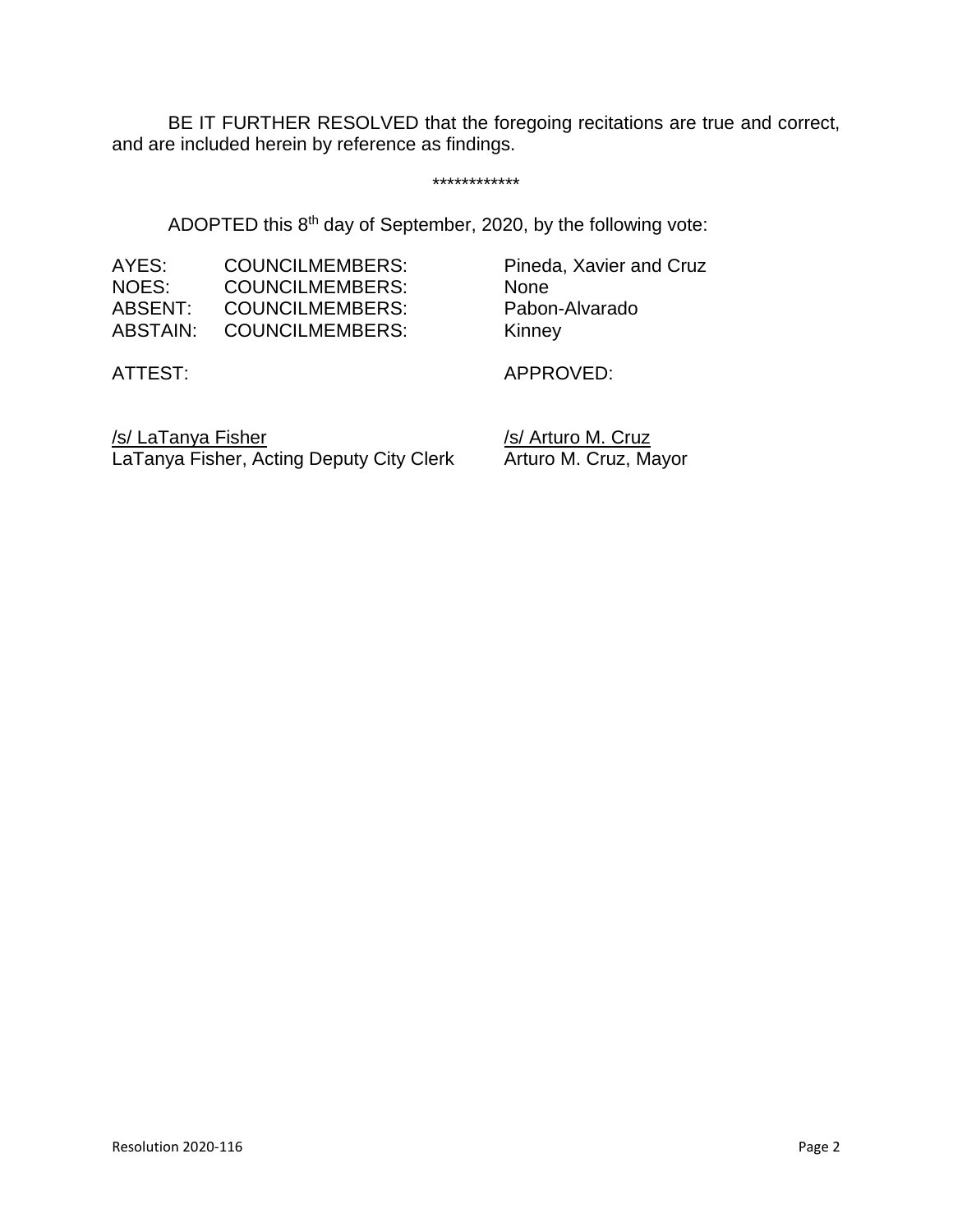BE IT FURTHER RESOLVED that the foregoing recitations are true and correct, and are included herein by reference as findings.

\*\*\*\*\*\*\*\*\*\*\*\*

ADOPTED this 8th day of September, 2020, by the following vote:

| | | |
|---|---|---|
| AYES: | COUNCILMEMBERS: | Pineda, Xavier and Cruz |
| NOES: | COUNCILMEMBERS: | None |
| ABSENT: | COUNCILMEMBERS: | Pabon-Alvarado |
| ABSTAIN: | COUNCILMEMBERS: | Kinney |

ATTEST:

/s/ LaTanya Fisher
LaTanya Fisher, Acting Deputy City Clerk

APPROVED:

/s/ Arturo M. Cruz
Arturo M. Cruz, Mayor